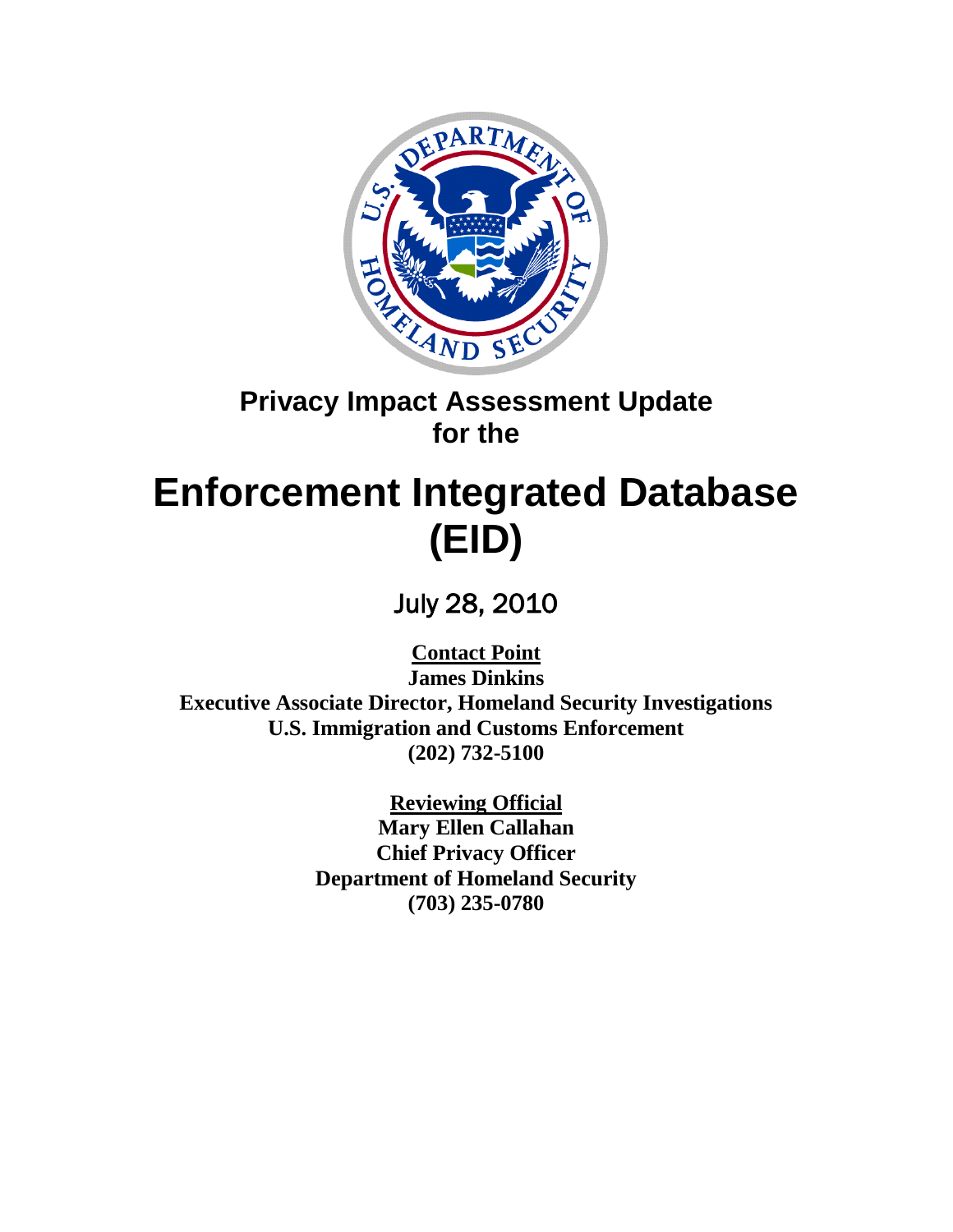# Privacy Impact Assessment Update for the

# Enforcement Integrated Database (EID)

July 28, 2010

**Contact Point**
**James Dinkins**
**Executive Associate Director, Homeland Security Investigations**
**U.S. Immigration and Customs Enforcement**
**(202) 732-5100**

**Reviewing Official**
**Mary Ellen Callahan**
**Chief Privacy Officer**
**Department of Homeland Security**
**(703) 235-0780**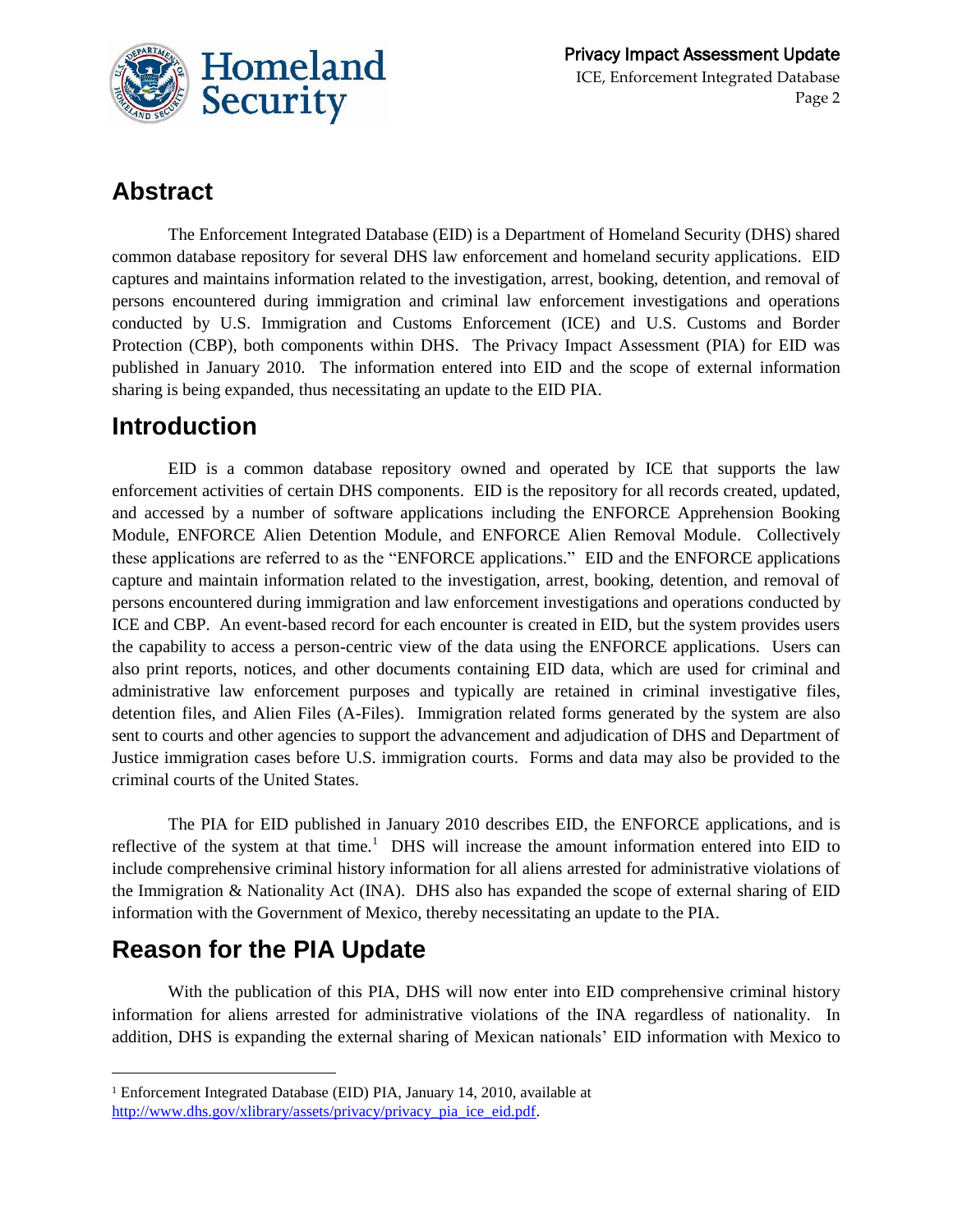## Abstract

The Enforcement Integrated Database (EID) is a Department of Homeland Security (DHS) shared common database repository for several DHS law enforcement and homeland security applications. EID captures and maintains information related to the investigation, arrest, booking, detention, and removal of persons encountered during immigration and criminal law enforcement investigations and operations conducted by U.S. Immigration and Customs Enforcement (ICE) and U.S. Customs and Border Protection (CBP), both components within DHS. The Privacy Impact Assessment (PIA) for EID was published in January 2010. The information entered into EID and the scope of external information sharing is being expanded, thus necessitating an update to the EID PIA.

## Introduction

EID is a common database repository owned and operated by ICE that supports the law enforcement activities of certain DHS components. EID is the repository for all records created, updated, and accessed by a number of software applications including the ENFORCE Apprehension Booking Module, ENFORCE Alien Detention Module, and ENFORCE Alien Removal Module. Collectively these applications are referred to as the "ENFORCE applications." EID and the ENFORCE applications capture and maintain information related to the investigation, arrest, booking, detention, and removal of persons encountered during immigration and law enforcement investigations and operations conducted by ICE and CBP. An event-based record for each encounter is created in EID, but the system provides users the capability to access a person-centric view of the data using the ENFORCE applications. Users can also print reports, notices, and other documents containing EID data, which are used for criminal and administrative law enforcement purposes and typically are retained in criminal investigative files, detention files, and Alien Files (A-Files). Immigration related forms generated by the system are also sent to courts and other agencies to support the advancement and adjudication of DHS and Department of Justice immigration cases before U.S. immigration courts. Forms and data may also be provided to the criminal courts of the United States.

The PIA for EID published in January 2010 describes EID, the ENFORCE applications, and is reflective of the system at that time.[1] DHS will increase the amount information entered into EID to include comprehensive criminal history information for all aliens arrested for administrative violations of the Immigration & Nationality Act (INA). DHS also has expanded the scope of external sharing of EID information with the Government of Mexico, thereby necessitating an update to the PIA.

## Reason for the PIA Update

With the publication of this PIA, DHS will now enter into EID comprehensive criminal history information for aliens arrested for administrative violations of the INA regardless of nationality. In addition, DHS is expanding the external sharing of Mexican nationals' EID information with Mexico to

[1] Enforcement Integrated Database (EID) PIA, January 14, 2010, available at http://www.dhs.gov/xlibrary/assets/privacy/privacy_pia_ice_eid.pdf.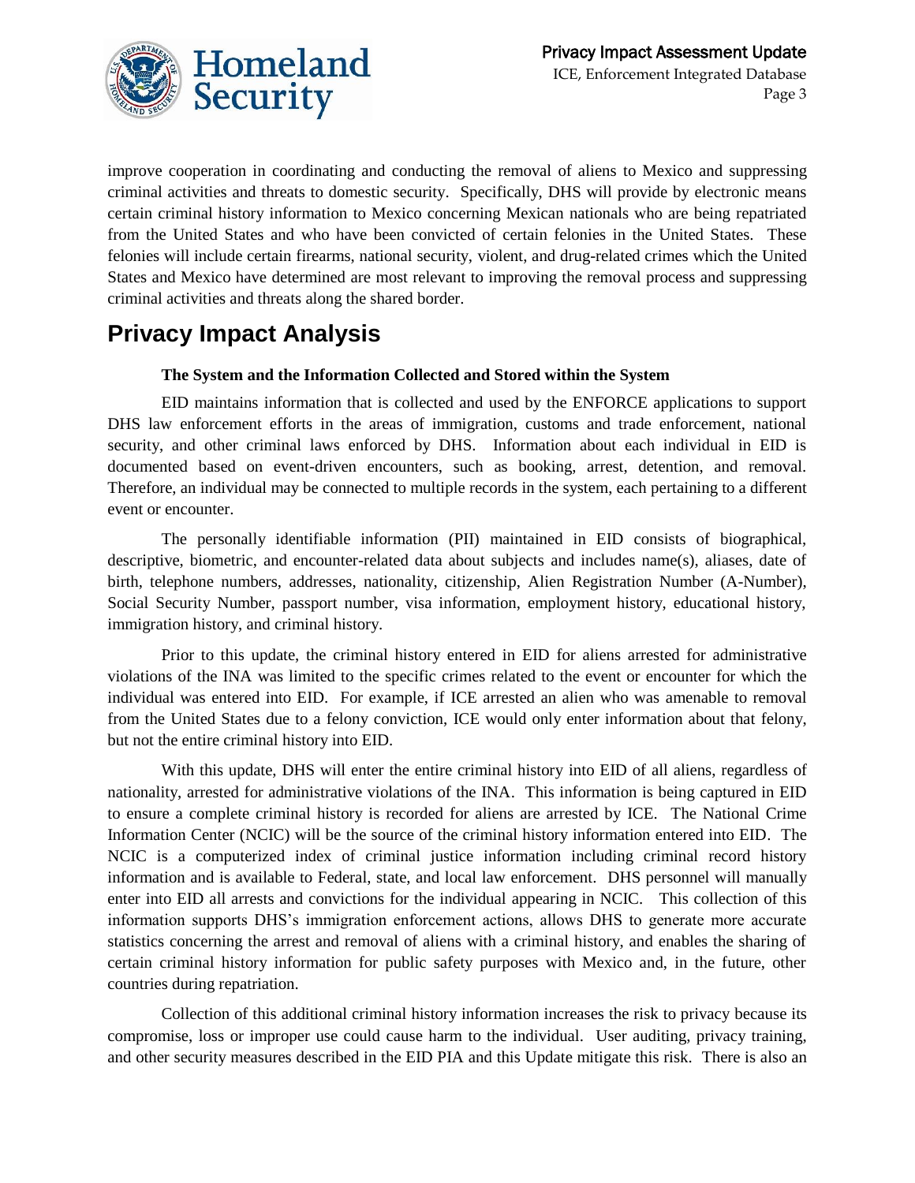improve cooperation in coordinating and conducting the removal of aliens to Mexico and suppressing criminal activities and threats to domestic security. Specifically, DHS will provide by electronic means certain criminal history information to Mexico concerning Mexican nationals who are being repatriated from the United States and who have been convicted of certain felonies in the United States. These felonies will include certain firearms, national security, violent, and drug-related crimes which the United States and Mexico have determined are most relevant to improving the removal process and suppressing criminal activities and threats along the shared border.

# Privacy Impact Analysis

### The System and the Information Collected and Stored within the System

EID maintains information that is collected and used by the ENFORCE applications to support DHS law enforcement efforts in the areas of immigration, customs and trade enforcement, national security, and other criminal laws enforced by DHS. Information about each individual in EID is documented based on event-driven encounters, such as booking, arrest, detention, and removal. Therefore, an individual may be connected to multiple records in the system, each pertaining to a different event or encounter.

The personally identifiable information (PII) maintained in EID consists of biographical, descriptive, biometric, and encounter-related data about subjects and includes name(s), aliases, date of birth, telephone numbers, addresses, nationality, citizenship, Alien Registration Number (A-Number), Social Security Number, passport number, visa information, employment history, educational history, immigration history, and criminal history.

Prior to this update, the criminal history entered in EID for aliens arrested for administrative violations of the INA was limited to the specific crimes related to the event or encounter for which the individual was entered into EID. For example, if ICE arrested an alien who was amenable to removal from the United States due to a felony conviction, ICE would only enter information about that felony, but not the entire criminal history into EID.

With this update, DHS will enter the entire criminal history into EID of all aliens, regardless of nationality, arrested for administrative violations of the INA. This information is being captured in EID to ensure a complete criminal history is recorded for aliens are arrested by ICE. The National Crime Information Center (NCIC) will be the source of the criminal history information entered into EID. The NCIC is a computerized index of criminal justice information including criminal record history information and is available to Federal, state, and local law enforcement. DHS personnel will manually enter into EID all arrests and convictions for the individual appearing in NCIC. This collection of this information supports DHS's immigration enforcement actions, allows DHS to generate more accurate statistics concerning the arrest and removal of aliens with a criminal history, and enables the sharing of certain criminal history information for public safety purposes with Mexico and, in the future, other countries during repatriation.

Collection of this additional criminal history information increases the risk to privacy because its compromise, loss or improper use could cause harm to the individual. User auditing, privacy training, and other security measures described in the EID PIA and this Update mitigate this risk. There is also an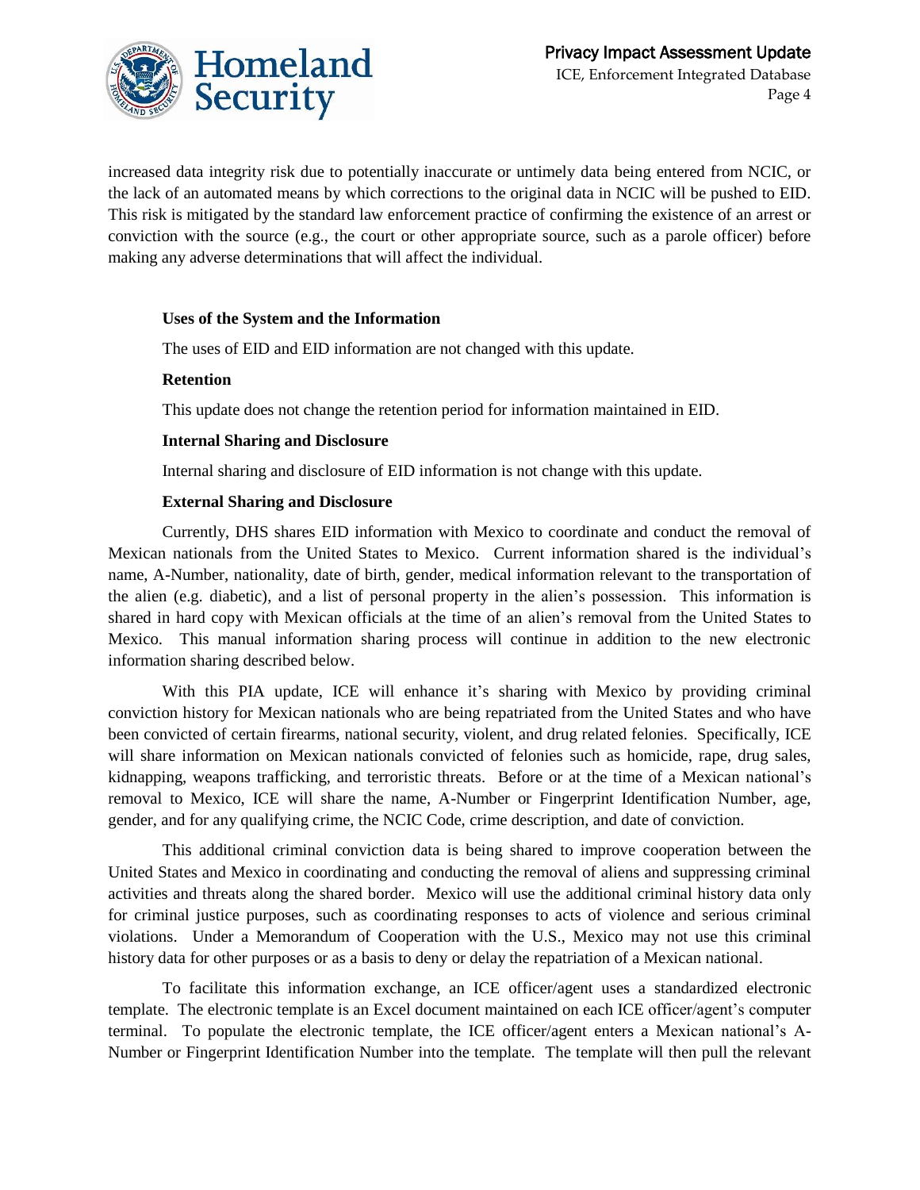increased data integrity risk due to potentially inaccurate or untimely data being entered from NCIC, or the lack of an automated means by which corrections to the original data in NCIC will be pushed to EID. This risk is mitigated by the standard law enforcement practice of confirming the existence of an arrest or conviction with the source (e.g., the court or other appropriate source, such as a parole officer) before making any adverse determinations that will affect the individual.

**Uses of the System and the Information**

The uses of EID and EID information are not changed with this update.

**Retention**

This update does not change the retention period for information maintained in EID.

**Internal Sharing and Disclosure**

Internal sharing and disclosure of EID information is not change with this update.

**External Sharing and Disclosure**

Currently, DHS shares EID information with Mexico to coordinate and conduct the removal of Mexican nationals from the United States to Mexico. Current information shared is the individual's name, A-Number, nationality, date of birth, gender, medical information relevant to the transportation of the alien (e.g. diabetic), and a list of personal property in the alien's possession. This information is shared in hard copy with Mexican officials at the time of an alien's removal from the United States to Mexico. This manual information sharing process will continue in addition to the new electronic information sharing described below.

With this PIA update, ICE will enhance it's sharing with Mexico by providing criminal conviction history for Mexican nationals who are being repatriated from the United States and who have been convicted of certain firearms, national security, violent, and drug related felonies. Specifically, ICE will share information on Mexican nationals convicted of felonies such as homicide, rape, drug sales, kidnapping, weapons trafficking, and terroristic threats. Before or at the time of a Mexican national's removal to Mexico, ICE will share the name, A-Number or Fingerprint Identification Number, age, gender, and for any qualifying crime, the NCIC Code, crime description, and date of conviction.

This additional criminal conviction data is being shared to improve cooperation between the United States and Mexico in coordinating and conducting the removal of aliens and suppressing criminal activities and threats along the shared border. Mexico will use the additional criminal history data only for criminal justice purposes, such as coordinating responses to acts of violence and serious criminal violations. Under a Memorandum of Cooperation with the U.S., Mexico may not use this criminal history data for other purposes or as a basis to deny or delay the repatriation of a Mexican national.

To facilitate this information exchange, an ICE officer/agent uses a standardized electronic template. The electronic template is an Excel document maintained on each ICE officer/agent's computer terminal. To populate the electronic template, the ICE officer/agent enters a Mexican national's A-Number or Fingerprint Identification Number into the template. The template will then pull the relevant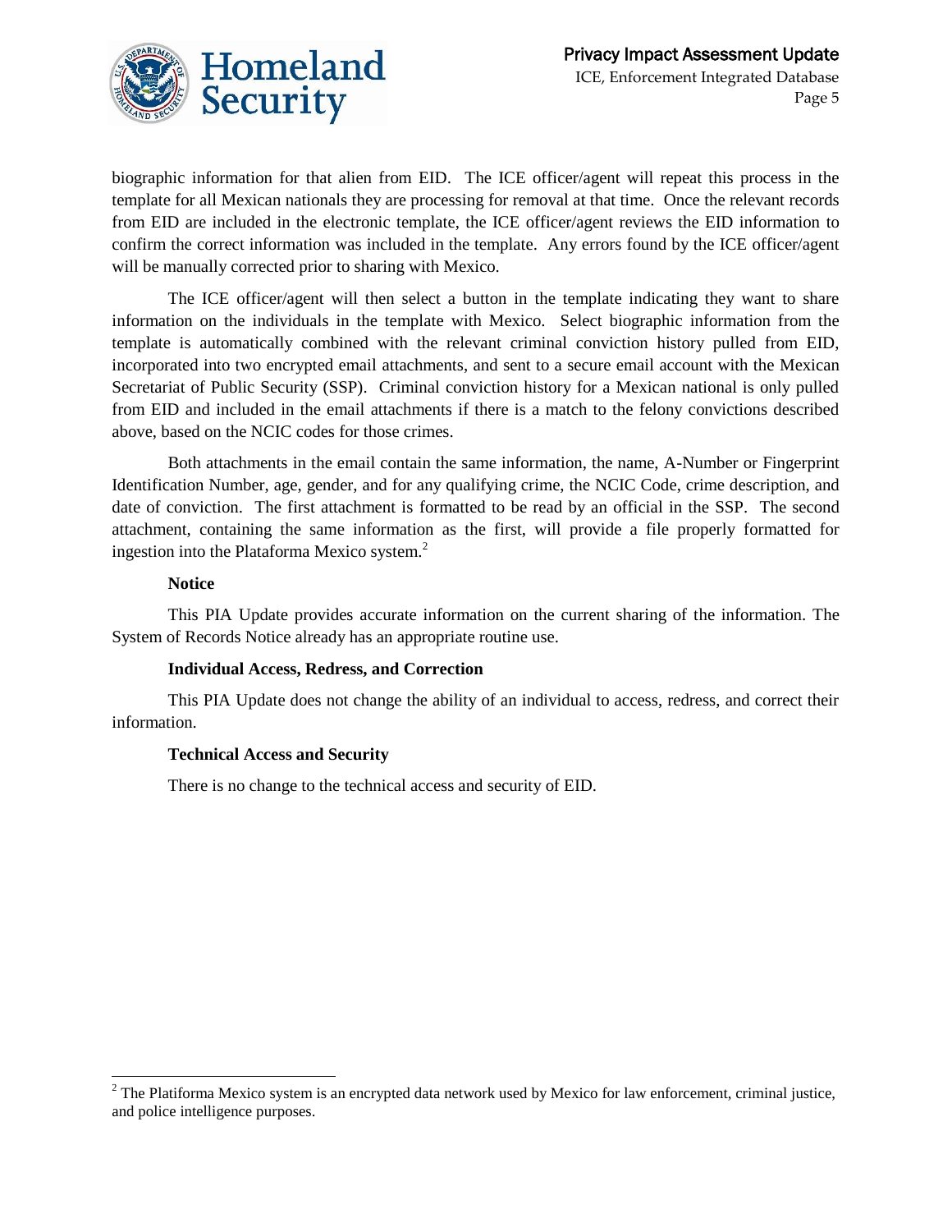biographic information for that alien from EID. The ICE officer/agent will repeat this process in the template for all Mexican nationals they are processing for removal at that time. Once the relevant records from EID are included in the electronic template, the ICE officer/agent reviews the EID information to confirm the correct information was included in the template. Any errors found by the ICE officer/agent will be manually corrected prior to sharing with Mexico.

The ICE officer/agent will then select a button in the template indicating they want to share information on the individuals in the template with Mexico. Select biographic information from the template is automatically combined with the relevant criminal conviction history pulled from EID, incorporated into two encrypted email attachments, and sent to a secure email account with the Mexican Secretariat of Public Security (SSP). Criminal conviction history for a Mexican national is only pulled from EID and included in the email attachments if there is a match to the felony convictions described above, based on the NCIC codes for those crimes.

Both attachments in the email contain the same information, the name, A-Number or Fingerprint Identification Number, age, gender, and for any qualifying crime, the NCIC Code, crime description, and date of conviction. The first attachment is formatted to be read by an official in the SSP. The second attachment, containing the same information as the first, will provide a file properly formatted for ingestion into the Plataforma Mexico system.[2]

**Notice**

This PIA Update provides accurate information on the current sharing of the information. The System of Records Notice already has an appropriate routine use.

**Individual Access, Redress, and Correction**

This PIA Update does not change the ability of an individual to access, redress, and correct their information.

**Technical Access and Security**

There is no change to the technical access and security of EID.

---

[2] The Platiforma Mexico system is an encrypted data network used by Mexico for law enforcement, criminal justice, and police intelligence purposes.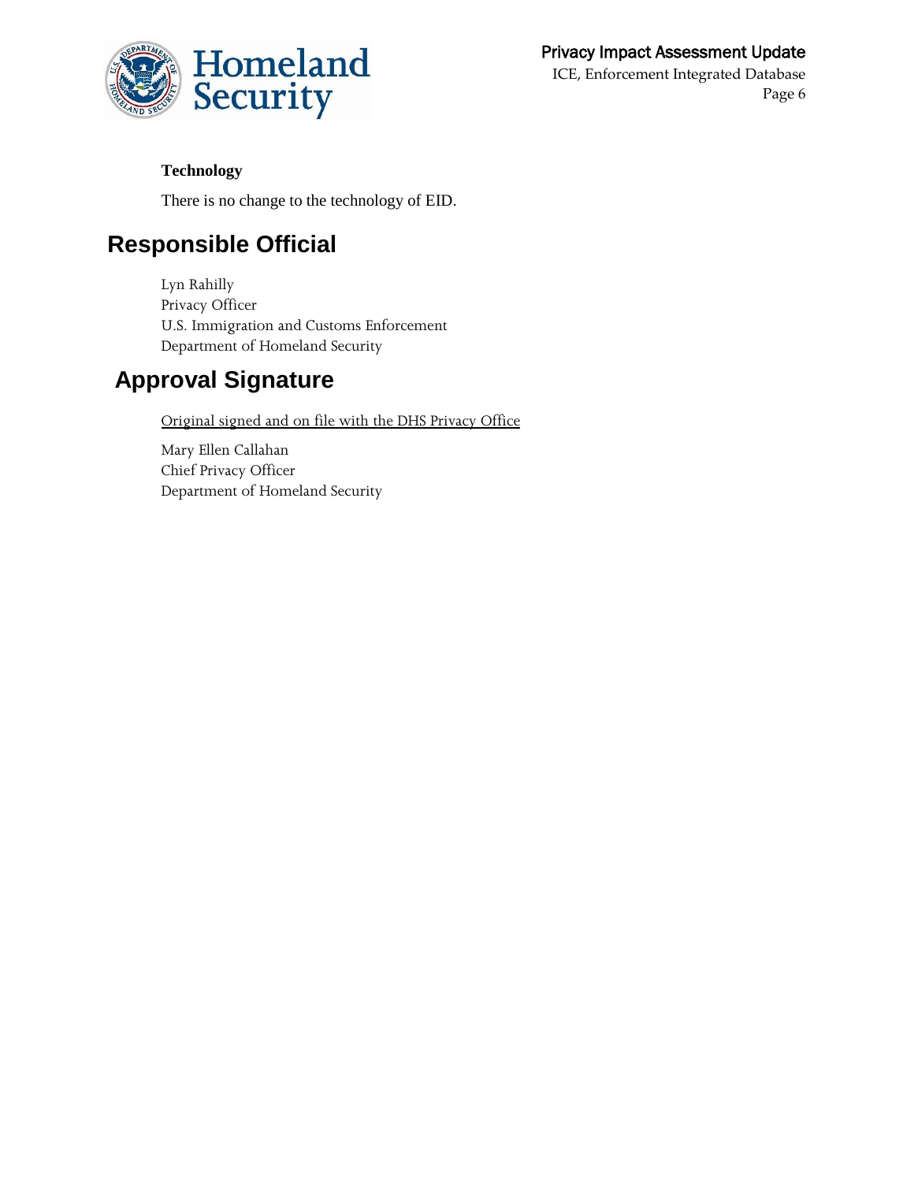### Technology

There is no change to the technology of EID.

## Responsible Official

Lyn Rahilly
Privacy Officer
U.S. Immigration and Customs Enforcement
Department of Homeland Security

## Approval Signature

Original signed and on file with the DHS Privacy Office

Mary Ellen Callahan
Chief Privacy Officer
Department of Homeland Security